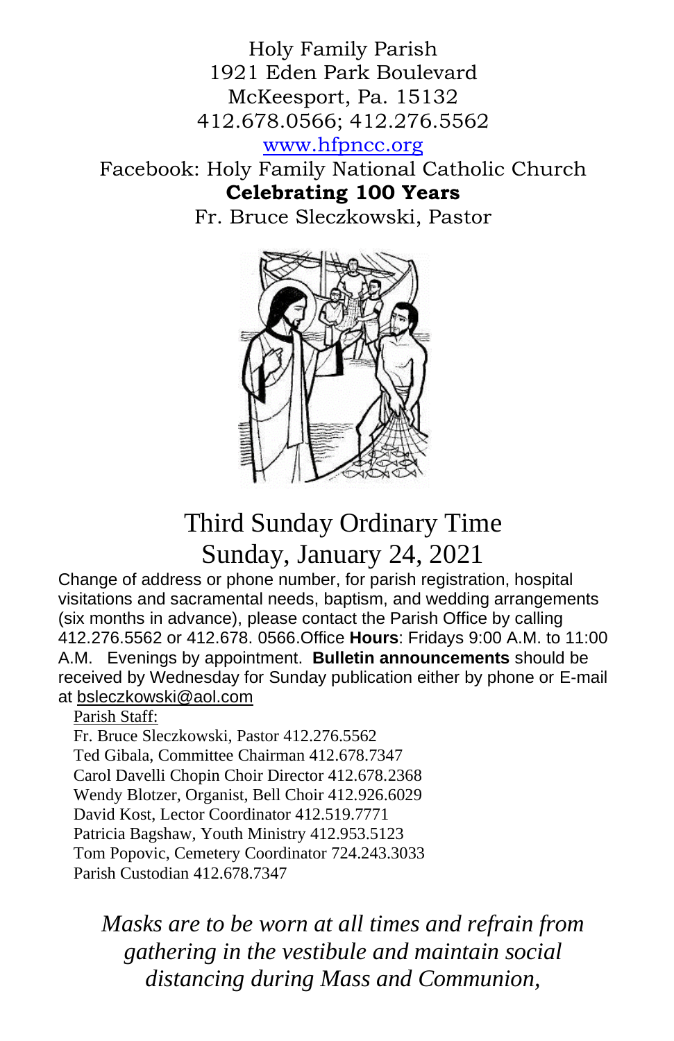Holy Family Parish
1921 Eden Park Boulevard
McKeesport, Pa. 15132
412.678.0566; 412.276.5562
www.hfpncc.org
Facebook: Holy Family National Catholic Church
**Celebrating 100 Years**
Fr. Bruce Sleczkowski, Pastor

# Third Sunday Ordinary Time
## Sunday, January 24, 2021

Change of address or phone number, for parish registration, hospital visitations and sacramental needs, baptism, and wedding arrangements (six months in advance), please contact the Parish Office by calling 412.276.5562 or 412.678. 0566.Office **Hours**: Fridays 9:00 A.M. to 11:00 A.M. Evenings by appointment. **Bulletin announcements** should be received by Wednesday for Sunday publication either by phone or E-mail at bsleczkowski@aol.com

Parish Staff:
Fr. Bruce Sleczkowski, Pastor 412.276.5562
Ted Gibala, Committee Chairman 412.678.7347
Carol Davelli Chopin Choir Director 412.678.2368
Wendy Blotzer, Organist, Bell Choir 412.926.6029
David Kost, Lector Coordinator 412.519.7771
Patricia Bagshaw, Youth Ministry 412.953.5123
Tom Popovic, Cemetery Coordinator 724.243.3033
Parish Custodian 412.678.7347

*Masks are to be worn at all times and refrain from gathering in the vestibule and maintain social distancing during Mass and Communion,*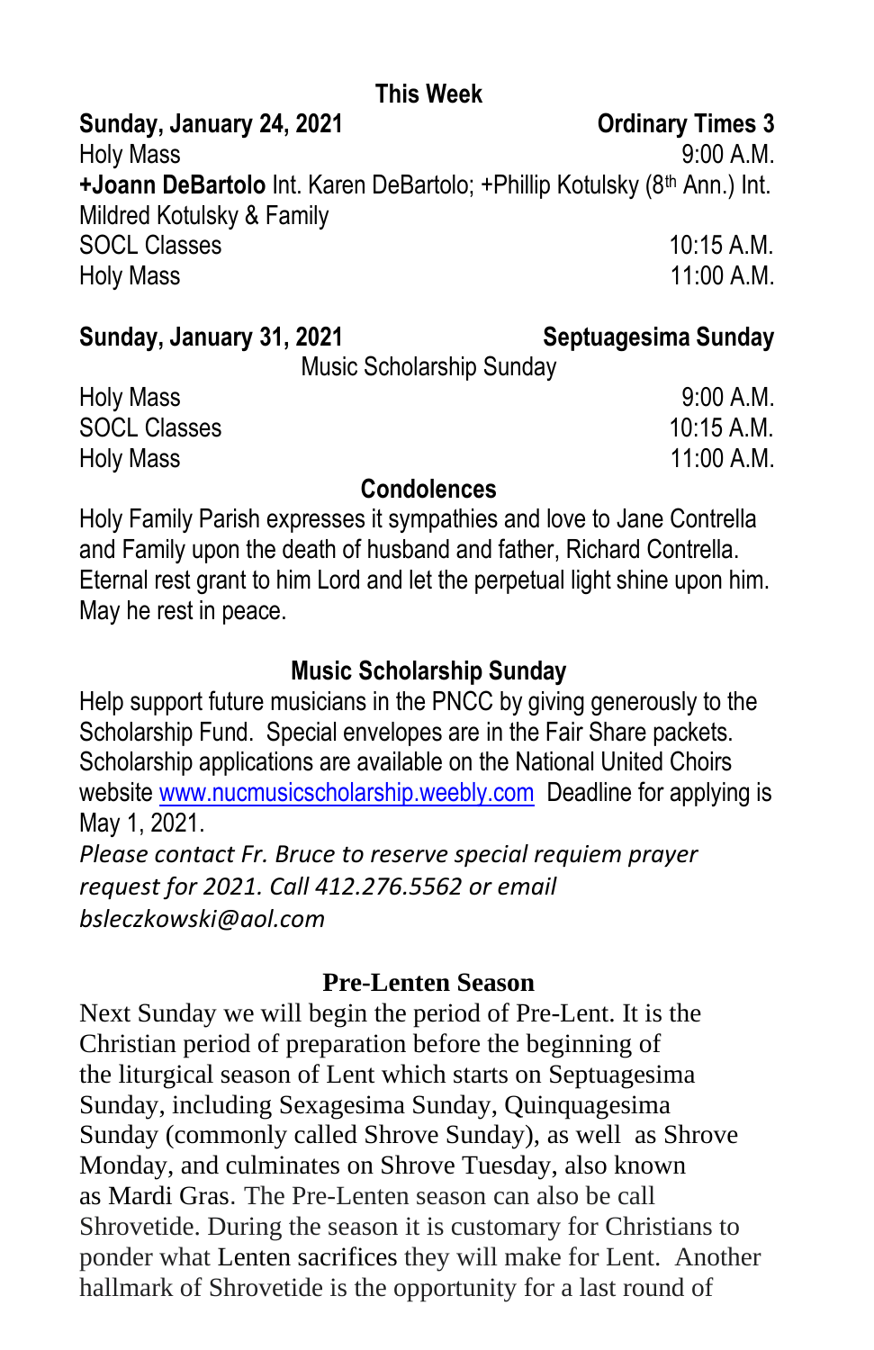## This Week

**Sunday, January 24, 2021** **Ordinary Times 3**

Holy Mass 9:00 A.M.

**+Joann DeBartolo** Int. Karen DeBartolo; +Phillip Kotulsky (8th Ann.) Int. Mildred Kotulsky & Family

SOCL Classes 10:15 A.M.

Holy Mass 11:00 A.M.

**Sunday, January 31, 2021** **Septuagesima Sunday**

Music Scholarship Sunday

Holy Mass 9:00 A.M.

SOCL Classes 10:15 A.M.

Holy Mass 11:00 A.M.

## Condolences

Holy Family Parish expresses it sympathies and love to Jane Contrella and Family upon the death of husband and father, Richard Contrella. Eternal rest grant to him Lord and let the perpetual light shine upon him. May he rest in peace.

## Music Scholarship Sunday

Help support future musicians in the PNCC by giving generously to the Scholarship Fund. Special envelopes are in the Fair Share packets. Scholarship applications are available on the National United Choirs website www.nucmusicscholarship.weebly.com Deadline for applying is May 1, 2021.

*Please contact Fr. Bruce to reserve special requiem prayer request for 2021. Call 412.276.5562 or email bsleczkowski@aol.com*

## Pre-Lenten Season

Next Sunday we will begin the period of Pre-Lent. It is the Christian period of preparation before the beginning of the liturgical season of Lent which starts on Septuagesima Sunday, including Sexagesima Sunday, Quinquagesima Sunday (commonly called Shrove Sunday), as well as Shrove Monday, and culminates on Shrove Tuesday, also known as Mardi Gras. The Pre-Lenten season can also be call Shrovetide. During the season it is customary for Christians to ponder what Lenten sacrifices they will make for Lent. Another hallmark of Shrovetide is the opportunity for a last round of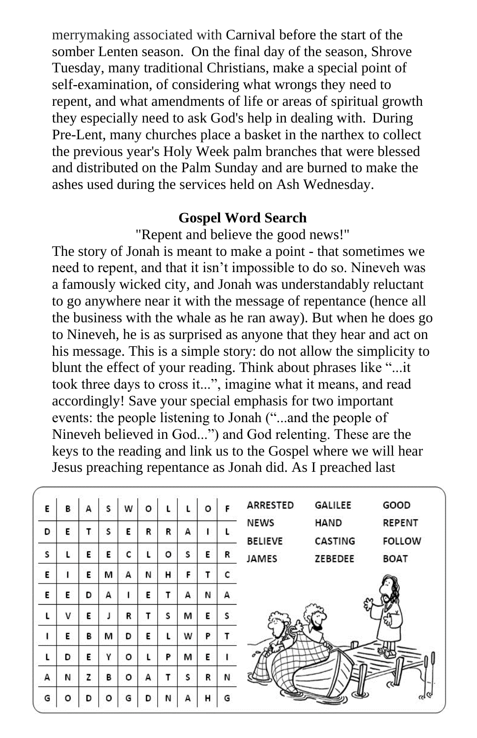merrymaking associated with Carnival before the start of the somber Lenten season. On the final day of the season, Shrove Tuesday, many traditional Christians, make a special point of self-examination, of considering what wrongs they need to repent, and what amendments of life or areas of spiritual growth they especially need to ask God's help in dealing with. During Pre-Lent, many churches place a basket in the narthex to collect the previous year's Holy Week palm branches that were blessed and distributed on the Palm Sunday and are burned to make the ashes used during the services held on Ash Wednesday.

**Gospel Word Search**

"Repent and believe the good news!"

The story of Jonah is meant to make a point - that sometimes we need to repent, and that it isn't impossible to do so. Nineveh was a famously wicked city, and Jonah was understandably reluctant to go anywhere near it with the message of repentance (hence all the business with the whale as he ran away). But when he does go to Nineveh, he is as surprised as anyone that they hear and act on his message. This is a simple story: do not allow the simplicity to blunt the effect of your reading. Think about phrases like "...it took three days to cross it...", imagine what it means, and read accordingly! Save your special emphasis for two important events: the people listening to Jonah ("...and the people of Nineveh believed in God...") and God relenting. These are the keys to the reading and link us to the Gospel where we will hear Jesus preaching repentance as Jonah did. As I preached last

| | | | | | | | | | |
|---|---|---|---|---|---|---|---|---|---|
| E | B | A | S | W | O | L | L | O | F |
| D | E | T | S | E | R | R | A | I | L |
| S | L | E | E | C | L | O | S | E | R |
| E | I | E | M | A | N | H | F | T | C |
| E | E | D | A | I | E | T | A | N | A |
| L | V | E | J | R | T | S | M | E | S |
| I | E | B | M | D | E | L | W | P | T |
| L | D | E | Y | O | L | P | M | E | I |
| A | N | Z | B | O | A | T | S | R | N |
| G | O | D | O | G | D | N | A | H | G |

| | | |
|---|---|---|
| ARRESTED | GALILEE | GOOD |
| NEWS | HAND | REPENT |
| BELIEVE | CASTING | FOLLOW |
| JAMES | ZEBEDEE | BOAT |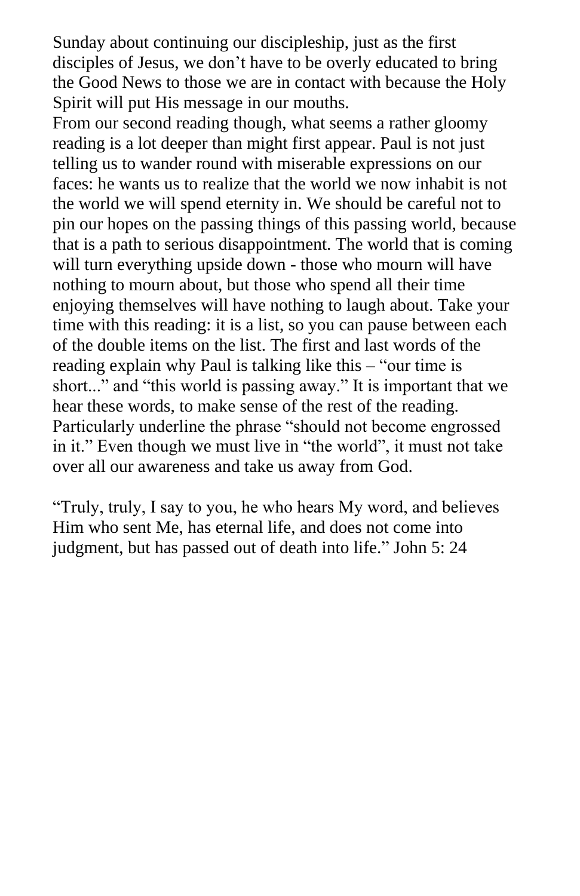Sunday about continuing our discipleship, just as the first disciples of Jesus, we don't have to be overly educated to bring the Good News to those we are in contact with because the Holy Spirit will put His message in our mouths.

From our second reading though, what seems a rather gloomy reading is a lot deeper than might first appear. Paul is not just telling us to wander round with miserable expressions on our faces: he wants us to realize that the world we now inhabit is not the world we will spend eternity in. We should be careful not to pin our hopes on the passing things of this passing world, because that is a path to serious disappointment. The world that is coming will turn everything upside down - those who mourn will have nothing to mourn about, but those who spend all their time enjoying themselves will have nothing to laugh about. Take your time with this reading: it is a list, so you can pause between each of the double items on the list. The first and last words of the reading explain why Paul is talking like this – "our time is short..." and "this world is passing away." It is important that we hear these words, to make sense of the rest of the reading. Particularly underline the phrase "should not become engrossed in it." Even though we must live in "the world", it must not take over all our awareness and take us away from God.

"Truly, truly, I say to you, he who hears My word, and believes Him who sent Me, has eternal life, and does not come into judgment, but has passed out of death into life." John 5: 24